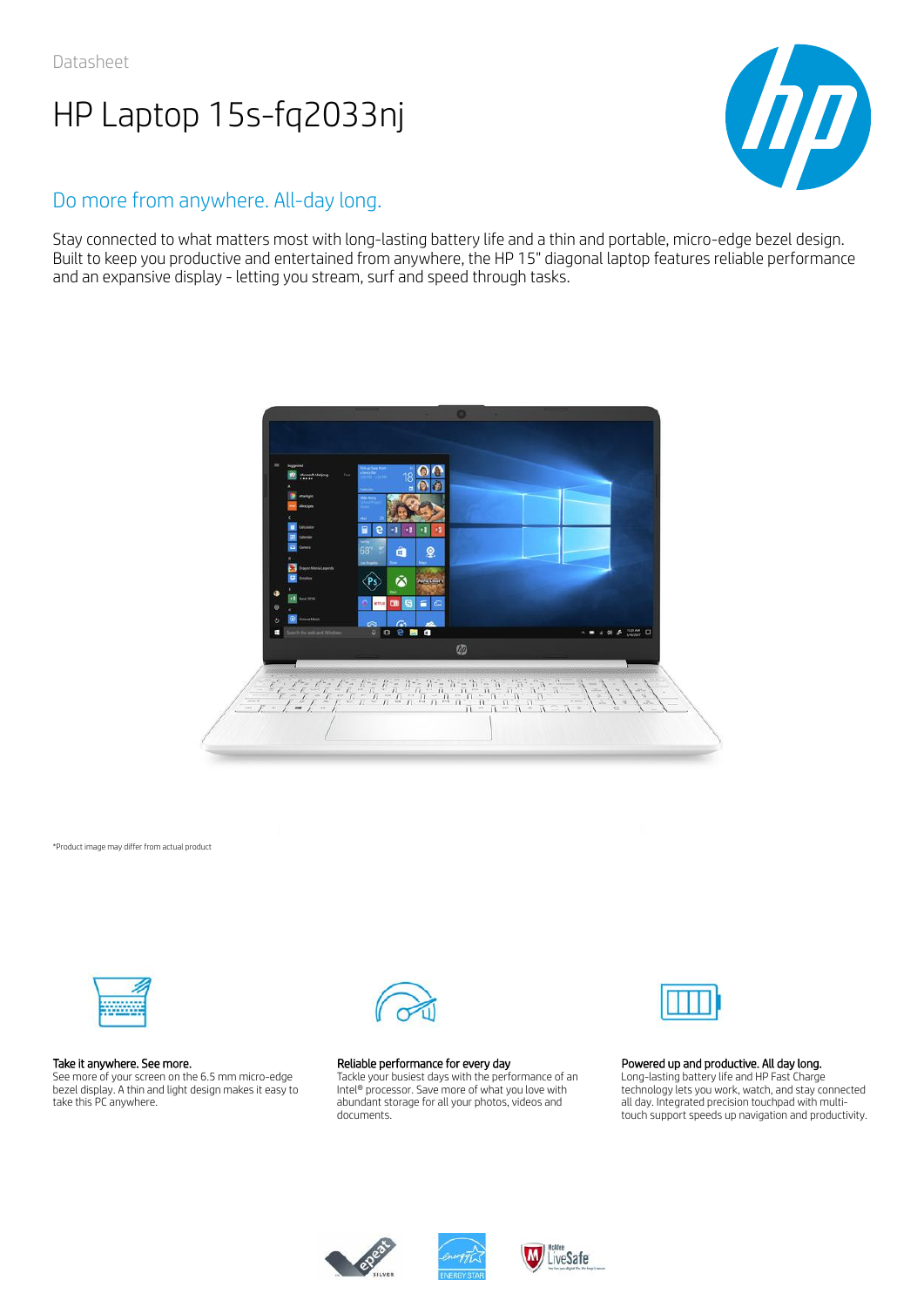Datasheet

# HP Laptop 15s-fq2033nj

## Do more from anywhere. All-day long.

Stay connected to what matters most with long-lasting battery life and a thin and portable, micro-edge bezel design. Built to keep you productive and entertained from anywhere, the HP 15" diagonal laptop features reliable performance and an expansive display - letting you stream, surf and speed through tasks.

*Product image may differ from actual product

**Take it anywhere. See more.**
See more of your screen on the 6.5 mm micro-edge bezel display. A thin and light design makes it easy to take this PC anywhere.

**Reliable performance for every day**
Tackle your busiest days with the performance of an Intel® processor. Save more of what you love with abundant storage for all your photos, videos and documents.

**Powered up and productive. All day long.**
Long-lasting battery life and HP Fast Charge technology lets you work, watch, and stay connected all day. Integrated precision touchpad with multi-touch support speeds up navigation and productivity.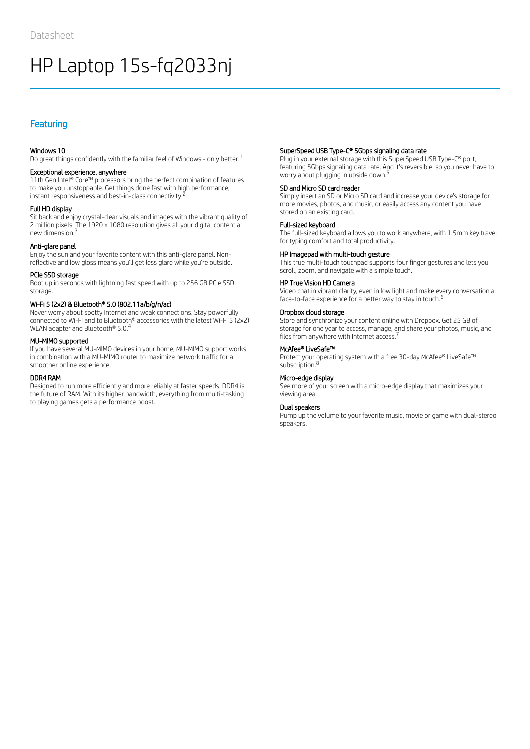Datasheet

# HP Laptop 15s-fq2033nj

## Featuring

### Windows 10
Do great things confidently with the familiar feel of Windows - only better.[1]

### Exceptional experience, anywhere
11th Gen Intel® Core™ processors bring the perfect combination of features to make you unstoppable. Get things done fast with high performance, instant responsiveness and best-in-class connectivity.[2]

### Full HD display
Sit back and enjoy crystal-clear visuals and images with the vibrant quality of 2 million pixels. The 1920 x 1080 resolution gives all your digital content a new dimension.[3]

### Anti-glare panel
Enjoy the sun and your favorite content with this anti-glare panel. Non-reflective and low gloss means you'll get less glare while you're outside.

### PCIe SSD storage
Boot up in seconds with lightning fast speed with up to 256 GB PCIe SSD storage.

### Wi-Fi 5 (2x2) & Bluetooth® 5.0 (802.11a/b/g/n/ac)
Never worry about spotty Internet and weak connections. Stay powerfully connected to Wi-Fi and to Bluetooth® accessories with the latest Wi-Fi 5 (2x2) WLAN adapter and Bluetooth® 5.0.[4]

### MU-MIMO supported
If you have several MU-MIMO devices in your home, MU-MIMO support works in combination with a MU-MIMO router to maximize network traffic for a smoother online experience.

### DDR4 RAM
Designed to run more efficiently and more reliably at faster speeds, DDR4 is the future of RAM. With its higher bandwidth, everything from multi-tasking to playing games gets a performance boost.

### SuperSpeed USB Type-C® 5Gbps signaling data rate
Plug in your external storage with this SuperSpeed USB Type-C® port, featuring 5Gbps signaling data rate. And it's reversible, so you never have to worry about plugging in upside down.[5]

### SD and Micro SD card reader
Simply insert an SD or Micro SD card and increase your device's storage for more movies, photos, and music, or easily access any content you have stored on an existing card.

### Full-sized keyboard
The full-sized keyboard allows you to work anywhere, with 1.5mm key travel for typing comfort and total productivity.

### HP Imagepad with multi-touch gesture
This true multi-touch touchpad supports four finger gestures and lets you scroll, zoom, and navigate with a simple touch.

### HP True Vision HD Camera
Video chat in vibrant clarity, even in low light and make every conversation a face-to-face experience for a better way to stay in touch.[6]

### Dropbox cloud storage
Store and synchronize your content online with Dropbox. Get 25 GB of storage for one year to access, manage, and share your photos, music, and files from anywhere with Internet access.[7]

### McAfee® LiveSafe™
Protect your operating system with a free 30-day McAfee® LiveSafe™ subscription.[8]

### Micro-edge display
See more of your screen with a micro-edge display that maximizes your viewing area.

### Dual speakers
Pump up the volume to your favorite music, movie or game with dual-stereo speakers.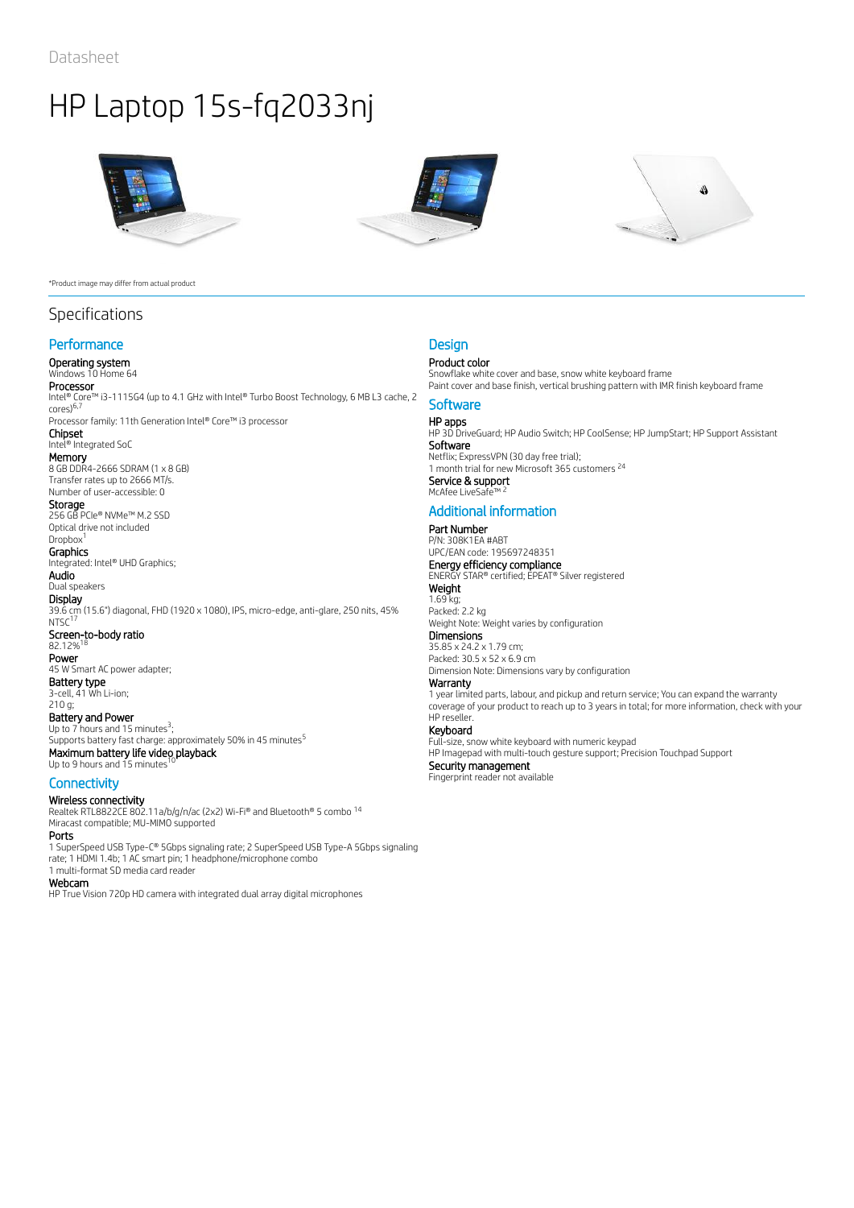Datasheet

# HP Laptop 15s-fq2033nj

*Product image may differ from actual product

## Specifications

### Performance

**Operating system**
Windows 10 Home 64

**Processor**
Intel® Core™ i3-1115G4 (up to 4.1 GHz with Intel® Turbo Boost Technology, 6 MB L3 cache, 2 cores)[6,7]
Processor family: 11th Generation Intel® Core™ i3 processor

**Chipset**
Intel® Integrated SoC

**Memory**
8 GB DDR4-2666 SDRAM (1 x 8 GB)
Transfer rates up to 2666 MT/s.
Number of user-accessible: 0

**Storage**
256 GB PCIe® NVMe™ M.2 SSD
Optical drive not included
Dropbox[1]

**Graphics**
Integrated: Intel® UHD Graphics;

**Audio**
Dual speakers

**Display**
39.6 cm (15.6") diagonal, FHD (1920 x 1080), IPS, micro-edge, anti-glare, 250 nits, 45% NTSC[17]

**Screen-to-body ratio**
82.12%[18]

**Power**
45 W Smart AC power adapter;

**Battery type**
3-cell, 41 Wh Li-ion;
210 g;

**Battery and Power**
Up to 7 hours and 15 minutes[3];
Supports battery fast charge: approximately 50% in 45 minutes[5]

**Maximum battery life video playback**
Up to 9 hours and 15 minutes[16]

### Connectivity

**Wireless connectivity**
Realtek RTL8822CE 802.11a/b/g/n/ac (2x2) Wi-Fi® and Bluetooth® 5 combo [14]
Miracast compatible; MU-MIMO supported

**Ports**
1 SuperSpeed USB Type-C® 5Gbps signaling rate; 2 SuperSpeed USB Type-A 5Gbps signaling rate; 1 HDMI 1.4b; 1 AC smart pin; 1 headphone/microphone combo
1 multi-format SD media card reader

**Webcam**
HP True Vision 720p HD camera with integrated dual array digital microphones

### Design

**Product color**
Snowflake white cover and base, snow white keyboard frame
Paint cover and base finish, vertical brushing pattern with IMR finish keyboard frame

### Software

**HP apps**
HP 3D DriveGuard; HP Audio Switch; HP CoolSense; HP JumpStart; HP Support Assistant

**Software**
Netflix; ExpressVPN (30 day free trial);
1 month trial for new Microsoft 365 customers [24]

**Service & support**
McAfee LiveSafe™ [2]

### Additional information

**Part Number**
P/N: 308K1EA #ABT
UPC/EAN code: 195697248351

**Energy efficiency compliance**
ENERGY STAR® certified; EPEAT® Silver registered

**Weight**
1.69 kg;
Packed: 2.2 kg
Weight Note: Weight varies by configuration

**Dimensions**
35.85 x 24.2 x 1.79 cm;
Packed: 30.5 x 52 x 6.9 cm
Dimension Note: Dimensions vary by configuration

**Warranty**
1 year limited parts, labour, and pickup and return service; You can expand the warranty coverage of your product to reach up to 3 years in total; for more information, check with your HP reseller.

**Keyboard**
Full-size, snow white keyboard with numeric keypad
HP Imagepad with multi-touch gesture support; Precision Touchpad Support

**Security management**
Fingerprint reader not available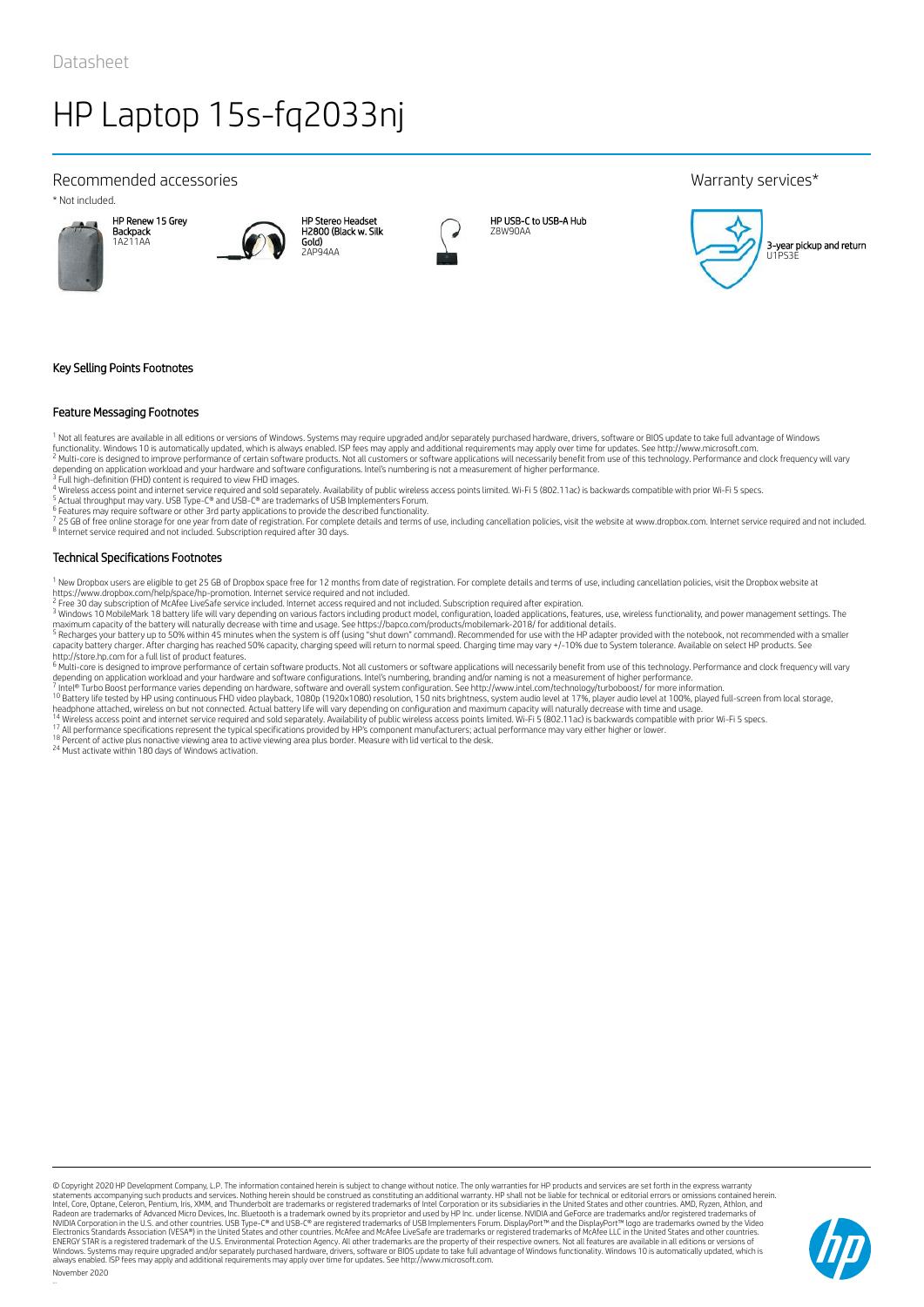Datasheet

# HP Laptop 15s-fq2033nj

## Recommended accessories

* Not included.

**HP Renew 15 Grey Backpack**
1A211AA

**HP Stereo Headset H2800 (Black w. Silk Gold)**
2AP94AA

**HP USB-C to USB-A Hub**
Z8W90AA

## Warranty services*

**3-year pickup and return**
U1PS3E

### Key Selling Points Footnotes

### Feature Messaging Footnotes

[1] Not all features are available in all editions or versions of Windows. Systems may require upgraded and/or separately purchased hardware, drivers, software or BIOS update to take full advantage of Windows functionality. Windows 10 is automatically updated, which is always enabled. ISP fees may apply and additional requirements may apply over time for updates. See http://www.microsoft.com.
[2] Multi-core is designed to improve performance of certain software products. Not all customers or software applications will necessarily benefit from use of this technology. Performance and clock frequency will vary depending on application workload and your hardware and software configurations. Intel's numbering is not a measurement of higher performance.
[3] Full high-definition (FHD) content is required to view FHD images.
[4] Wireless access point and internet service required and sold separately. Availability of public wireless access points limited. Wi-Fi 5 (802.11ac) is backwards compatible with prior Wi-Fi 5 specs.
[5] Actual throughput may vary. USB Type-C® and USB-C® are trademarks of USB Implementers Forum.
[6] Features may require software or other 3rd party applications to provide the described functionality.
[7] 25 GB of free online storage for one year from date of registration. For complete details and terms of use, including cancellation policies, visit the website at www.dropbox.com. Internet service required and not included.
[8] Internet service required and not included. Subscription required after 30 days.

### Technical Specifications Footnotes

[1] New Dropbox users are eligible to get 25 GB of Dropbox space free for 12 months from date of registration. For complete details and terms of use, including cancellation policies, visit the Dropbox website at https://www.dropbox.com/help/space/hp-promotion. Internet service required and not included.
[2] Free 30 day subscription of McAfee LiveSafe service included. Internet access required and not included. Subscription required after expiration.
[3] Windows 10 MobileMark 18 battery life will vary depending on various factors including product model, configuration, loaded applications, features, use, wireless functionality, and power management settings. The maximum capacity of the battery will naturally decrease with time and usage. See https://bapco.com/products/mobilemark-2018/ for additional details.
[5] Recharges your battery up to 50% within 45 minutes when the system is off (using "shut down" command). Recommended for use with the HP adapter provided with the notebook, not recommended with a smaller capacity battery charger. After charging has reached 50% capacity, charging speed will return to normal speed. Charging time may vary +/-10% due to System tolerance. Available on select HP products. See http://store.hp.com for a full list of product features.
[6] Multi-core is designed to improve performance of certain software products. Not all customers or software applications will necessarily benefit from use of this technology. Performance and clock frequency will vary depending on application workload and your hardware and software configurations. Intel's numbering, branding and/or naming is not a measurement of higher performance.
[7] Intel® Turbo Boost performance varies depending on hardware, software and overall system configuration. See http://www.intel.com/technology/turboboost/ for more information.
[10] Battery life tested by HP using continuous FHD video playback, 1080p (1920x1080) resolution, 150 nits brightness, system audio level at 17%, player audio level at 100%, played full-screen from local storage, headphone attached, wireless on but not connected. Actual battery life will vary depending on configuration and maximum capacity will naturally decrease with time and usage.
[14] Wireless access point and internet service required and sold separately. Availability of public wireless access points limited. Wi-Fi 5 (802.11ac) is backwards compatible with prior Wi-Fi 5 specs.
[17] All performance specifications represent the typical specifications provided by HP's component manufacturers; actual performance may vary either higher or lower.
[18] Percent of active plus nonactive viewing area to active viewing area plus border. Measure with lid vertical to the desk.
[24] Must activate within 180 days of Windows activation.

© Copyright 2020 HP Development Company, L.P. The information contained herein is subject to change without notice. The only warranties for HP products and services are set forth in the express warranty statements accompanying such products and services. Nothing herein should be construed as constituting an additional warranty. HP shall not be liable for technical or editorial errors or omissions contained herein. Intel, Core, Optane, Celeron, Pentium, Iris, XMM, and Thunderbolt are trademarks or registered trademarks of Intel Corporation or its subsidiaries in the United States and other countries. AMD, Ryzen, Athlon, and Radeon are trademarks of Advanced Micro Devices, Inc. Bluetooth is a trademark owned by its proprietor and used by HP Inc. under license. NVIDIA and GeForce are trademarks and/or registered trademarks of NVIDIA Corporation in the U.S. and other countries. USB Type-C® and USB-C® are registered trademarks of USB Implementers Forum. DisplayPort™ and the DisplayPort™ logo are trademarks owned by the Video Electronics Standards Association (VESA®) in the United States and other countries. McAfee and McAfee LiveSafe are trademarks or registered trademarks of McAfee LLC in the United States and other countries. ENERGY STAR is a registered trademark of the U.S. Environmental Protection Agency. All other trademarks are the property of their respective owners. Not all features are available in all editions or versions of Windows. Systems may require upgraded and/or separately purchased hardware, drivers, software or BIOS update to take full advantage of Windows functionality. Windows 10 is automatically updated, which is always enabled. ISP fees may apply and additional requirements may apply over time for updates. See http://www.microsoft.com.

November 2020